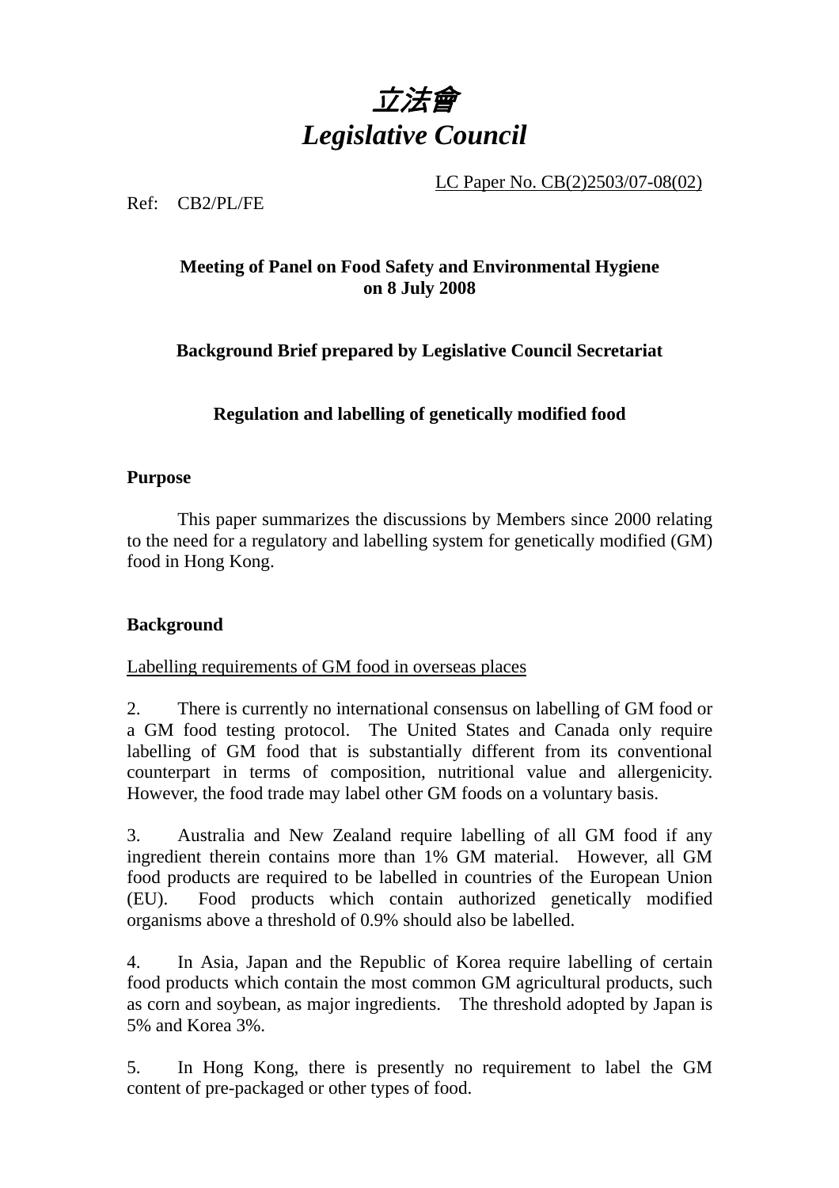# *立法會*
# *Legislative Council*

LC Paper No. CB(2)2503/07-08(02)

Ref: CB2/PL/FE

**Meeting of Panel on Food Safety and Environmental Hygiene on 8 July 2008**

**Background Brief prepared by Legislative Council Secretariat**

**Regulation and labelling of genetically modified food**

## Purpose

This paper summarizes the discussions by Members since 2000 relating to the need for a regulatory and labelling system for genetically modified (GM) food in Hong Kong.

## Background

Labelling requirements of GM food in overseas places

2. There is currently no international consensus on labelling of GM food or a GM food testing protocol. The United States and Canada only require labelling of GM food that is substantially different from its conventional counterpart in terms of composition, nutritional value and allergenicity. However, the food trade may label other GM foods on a voluntary basis.

3. Australia and New Zealand require labelling of all GM food if any ingredient therein contains more than 1% GM material. However, all GM food products are required to be labelled in countries of the European Union (EU). Food products which contain authorized genetically modified organisms above a threshold of 0.9% should also be labelled.

4. In Asia, Japan and the Republic of Korea require labelling of certain food products which contain the most common GM agricultural products, such as corn and soybean, as major ingredients. The threshold adopted by Japan is 5% and Korea 3%.

5. In Hong Kong, there is presently no requirement to label the GM content of pre-packaged or other types of food.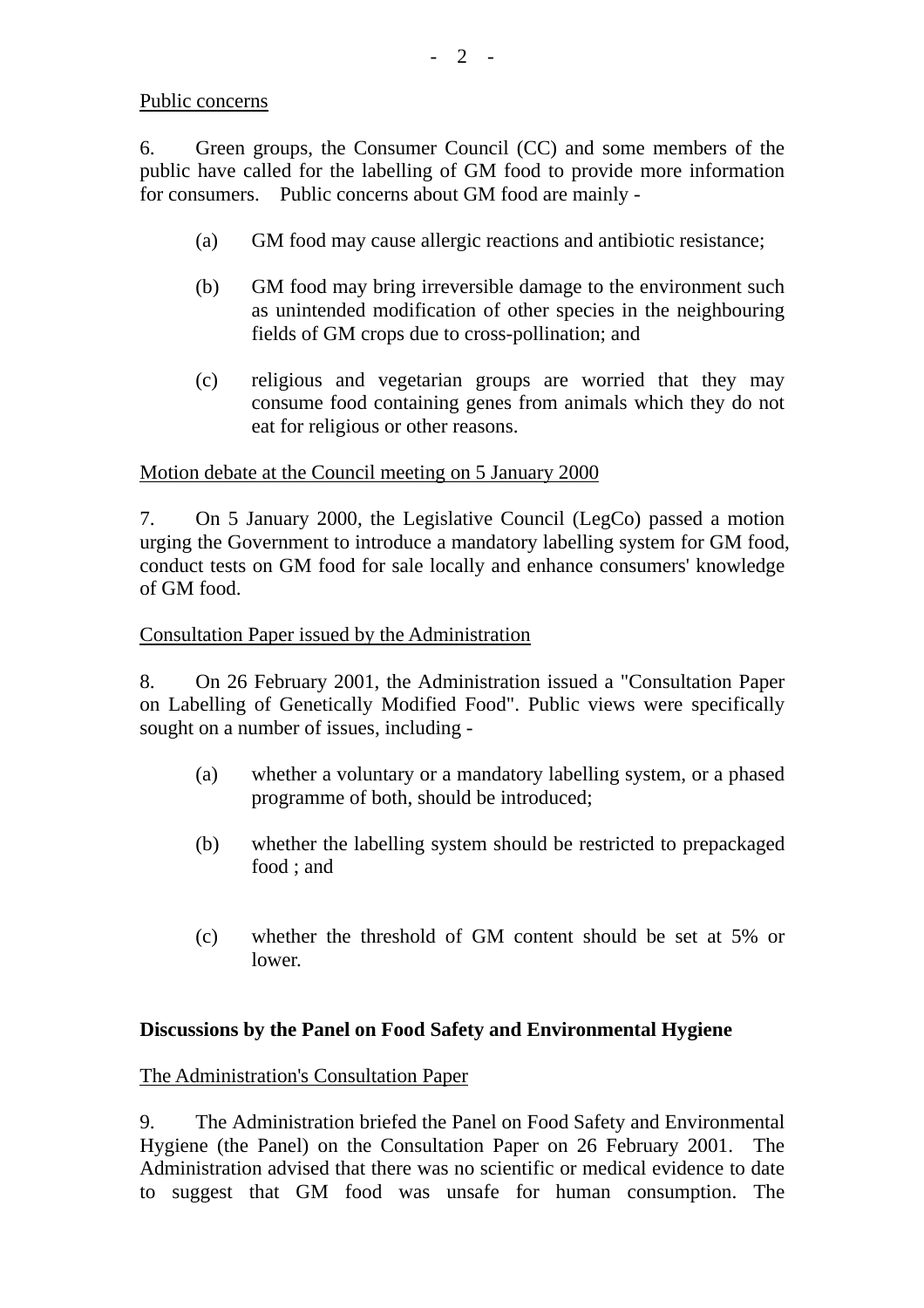Public concerns

6. Green groups, the Consumer Council (CC) and some members of the public have called for the labelling of GM food to provide more information for consumers. Public concerns about GM food are mainly -

(a) GM food may cause allergic reactions and antibiotic resistance;

(b) GM food may bring irreversible damage to the environment such as unintended modification of other species in the neighbouring fields of GM crops due to cross-pollination; and

(c) religious and vegetarian groups are worried that they may consume food containing genes from animals which they do not eat for religious or other reasons.

Motion debate at the Council meeting on 5 January 2000

7. On 5 January 2000, the Legislative Council (LegCo) passed a motion urging the Government to introduce a mandatory labelling system for GM food, conduct tests on GM food for sale locally and enhance consumers' knowledge of GM food.

Consultation Paper issued by the Administration

8. On 26 February 2001, the Administration issued a "Consultation Paper on Labelling of Genetically Modified Food". Public views were specifically sought on a number of issues, including -

(a) whether a voluntary or a mandatory labelling system, or a phased programme of both, should be introduced;

(b) whether the labelling system should be restricted to prepackaged food ; and

(c) whether the threshold of GM content should be set at 5% or lower.

**Discussions by the Panel on Food Safety and Environmental Hygiene**

The Administration's Consultation Paper

9. The Administration briefed the Panel on Food Safety and Environmental Hygiene (the Panel) on the Consultation Paper on 26 February 2001. The Administration advised that there was no scientific or medical evidence to date to suggest that GM food was unsafe for human consumption. The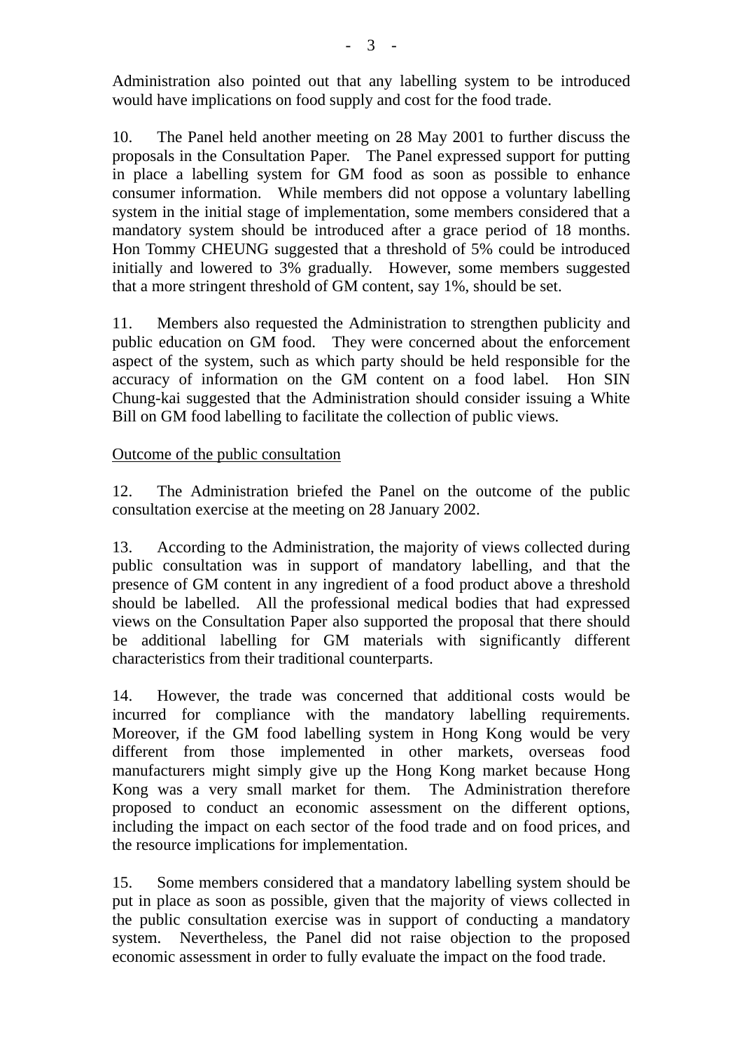Administration also pointed out that any labelling system to be introduced would have implications on food supply and cost for the food trade.

10. The Panel held another meeting on 28 May 2001 to further discuss the proposals in the Consultation Paper. The Panel expressed support for putting in place a labelling system for GM food as soon as possible to enhance consumer information. While members did not oppose a voluntary labelling system in the initial stage of implementation, some members considered that a mandatory system should be introduced after a grace period of 18 months. Hon Tommy CHEUNG suggested that a threshold of 5% could be introduced initially and lowered to 3% gradually. However, some members suggested that a more stringent threshold of GM content, say 1%, should be set.

11. Members also requested the Administration to strengthen publicity and public education on GM food. They were concerned about the enforcement aspect of the system, such as which party should be held responsible for the accuracy of information on the GM content on a food label. Hon SIN Chung-kai suggested that the Administration should consider issuing a White Bill on GM food labelling to facilitate the collection of public views.

<u>Outcome of the public consultation</u>

12. The Administration briefed the Panel on the outcome of the public consultation exercise at the meeting on 28 January 2002.

13. According to the Administration, the majority of views collected during public consultation was in support of mandatory labelling, and that the presence of GM content in any ingredient of a food product above a threshold should be labelled. All the professional medical bodies that had expressed views on the Consultation Paper also supported the proposal that there should be additional labelling for GM materials with significantly different characteristics from their traditional counterparts.

14. However, the trade was concerned that additional costs would be incurred for compliance with the mandatory labelling requirements. Moreover, if the GM food labelling system in Hong Kong would be very different from those implemented in other markets, overseas food manufacturers might simply give up the Hong Kong market because Hong Kong was a very small market for them. The Administration therefore proposed to conduct an economic assessment on the different options, including the impact on each sector of the food trade and on food prices, and the resource implications for implementation.

15. Some members considered that a mandatory labelling system should be put in place as soon as possible, given that the majority of views collected in the public consultation exercise was in support of conducting a mandatory system. Nevertheless, the Panel did not raise objection to the proposed economic assessment in order to fully evaluate the impact on the food trade.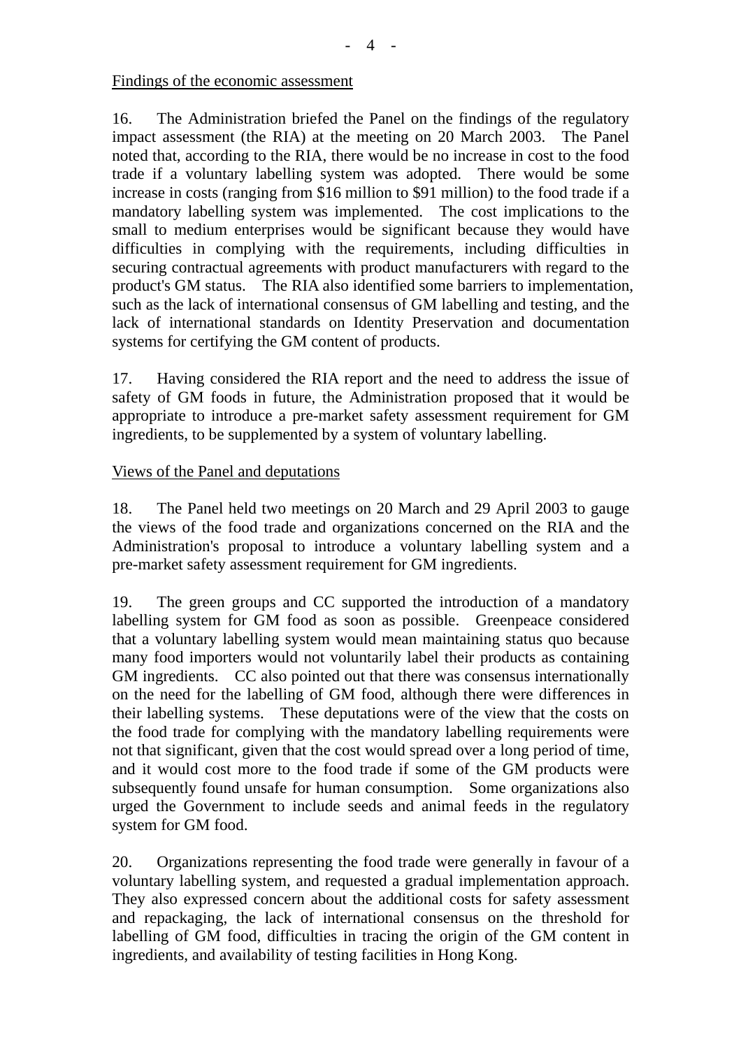Findings of the economic assessment

16. The Administration briefed the Panel on the findings of the regulatory impact assessment (the RIA) at the meeting on 20 March 2003. The Panel noted that, according to the RIA, there would be no increase in cost to the food trade if a voluntary labelling system was adopted. There would be some increase in costs (ranging from $16 million to $91 million) to the food trade if a mandatory labelling system was implemented. The cost implications to the small to medium enterprises would be significant because they would have difficulties in complying with the requirements, including difficulties in securing contractual agreements with product manufacturers with regard to the product's GM status. The RIA also identified some barriers to implementation, such as the lack of international consensus of GM labelling and testing, and the lack of international standards on Identity Preservation and documentation systems for certifying the GM content of products.

17. Having considered the RIA report and the need to address the issue of safety of GM foods in future, the Administration proposed that it would be appropriate to introduce a pre-market safety assessment requirement for GM ingredients, to be supplemented by a system of voluntary labelling.

Views of the Panel and deputations

18. The Panel held two meetings on 20 March and 29 April 2003 to gauge the views of the food trade and organizations concerned on the RIA and the Administration's proposal to introduce a voluntary labelling system and a pre-market safety assessment requirement for GM ingredients.

19. The green groups and CC supported the introduction of a mandatory labelling system for GM food as soon as possible. Greenpeace considered that a voluntary labelling system would mean maintaining status quo because many food importers would not voluntarily label their products as containing GM ingredients. CC also pointed out that there was consensus internationally on the need for the labelling of GM food, although there were differences in their labelling systems. These deputations were of the view that the costs on the food trade for complying with the mandatory labelling requirements were not that significant, given that the cost would spread over a long period of time, and it would cost more to the food trade if some of the GM products were subsequently found unsafe for human consumption. Some organizations also urged the Government to include seeds and animal feeds in the regulatory system for GM food.

20. Organizations representing the food trade were generally in favour of a voluntary labelling system, and requested a gradual implementation approach. They also expressed concern about the additional costs for safety assessment and repackaging, the lack of international consensus on the threshold for labelling of GM food, difficulties in tracing the origin of the GM content in ingredients, and availability of testing facilities in Hong Kong.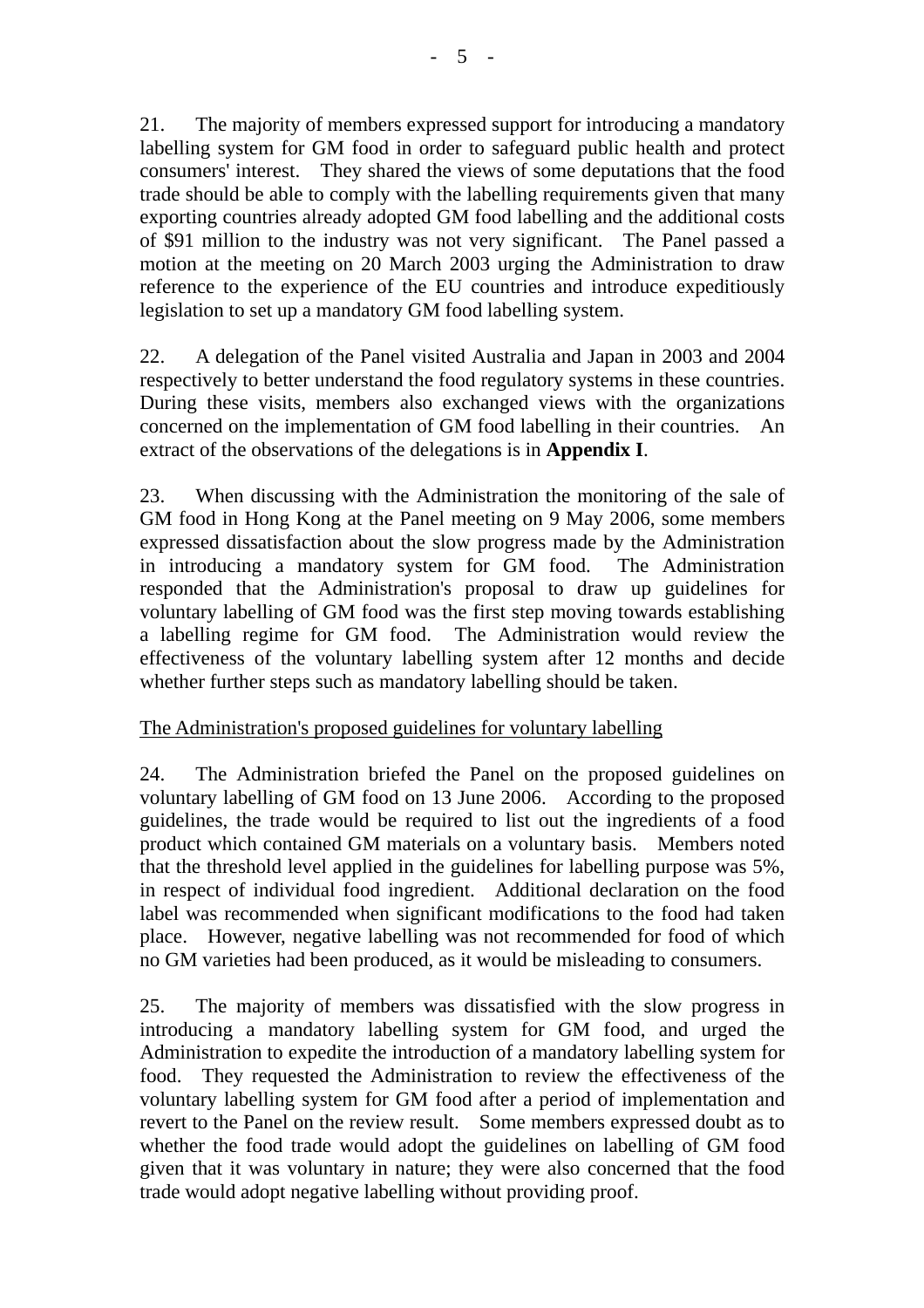21. The majority of members expressed support for introducing a mandatory labelling system for GM food in order to safeguard public health and protect consumers' interest. They shared the views of some deputations that the food trade should be able to comply with the labelling requirements given that many exporting countries already adopted GM food labelling and the additional costs of $91 million to the industry was not very significant. The Panel passed a motion at the meeting on 20 March 2003 urging the Administration to draw reference to the experience of the EU countries and introduce expeditiously legislation to set up a mandatory GM food labelling system.

22. A delegation of the Panel visited Australia and Japan in 2003 and 2004 respectively to better understand the food regulatory systems in these countries. During these visits, members also exchanged views with the organizations concerned on the implementation of GM food labelling in their countries. An extract of the observations of the delegations is in **Appendix I**.

23. When discussing with the Administration the monitoring of the sale of GM food in Hong Kong at the Panel meeting on 9 May 2006, some members expressed dissatisfaction about the slow progress made by the Administration in introducing a mandatory system for GM food. The Administration responded that the Administration's proposal to draw up guidelines for voluntary labelling of GM food was the first step moving towards establishing a labelling regime for GM food. The Administration would review the effectiveness of the voluntary labelling system after 12 months and decide whether further steps such as mandatory labelling should be taken.

<u>The Administration's proposed guidelines for voluntary labelling</u>

24. The Administration briefed the Panel on the proposed guidelines on voluntary labelling of GM food on 13 June 2006. According to the proposed guidelines, the trade would be required to list out the ingredients of a food product which contained GM materials on a voluntary basis. Members noted that the threshold level applied in the guidelines for labelling purpose was 5%, in respect of individual food ingredient. Additional declaration on the food label was recommended when significant modifications to the food had taken place. However, negative labelling was not recommended for food of which no GM varieties had been produced, as it would be misleading to consumers.

25. The majority of members was dissatisfied with the slow progress in introducing a mandatory labelling system for GM food, and urged the Administration to expedite the introduction of a mandatory labelling system for food. They requested the Administration to review the effectiveness of the voluntary labelling system for GM food after a period of implementation and revert to the Panel on the review result. Some members expressed doubt as to whether the food trade would adopt the guidelines on labelling of GM food given that it was voluntary in nature; they were also concerned that the food trade would adopt negative labelling without providing proof.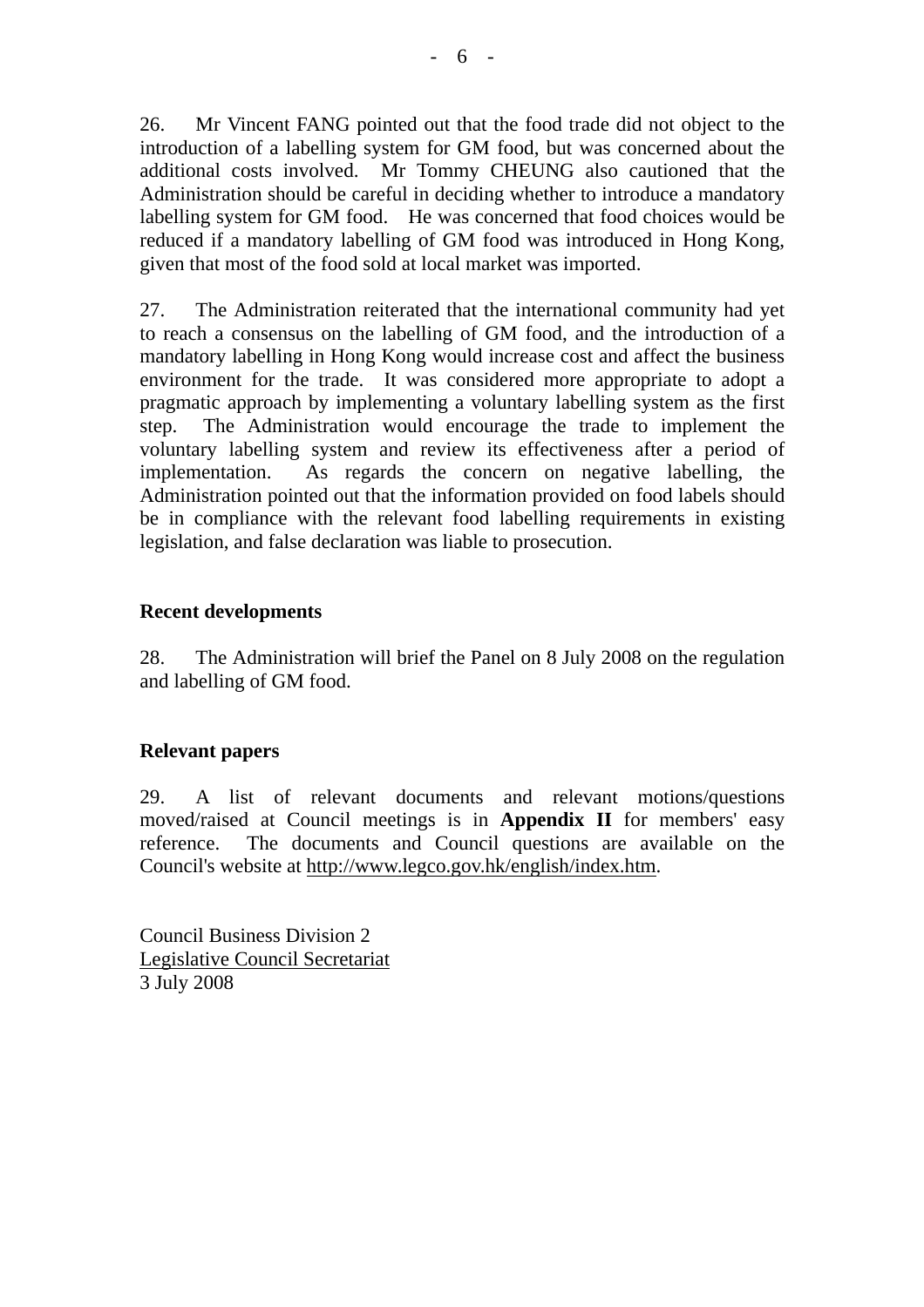26. Mr Vincent FANG pointed out that the food trade did not object to the introduction of a labelling system for GM food, but was concerned about the additional costs involved. Mr Tommy CHEUNG also cautioned that the Administration should be careful in deciding whether to introduce a mandatory labelling system for GM food. He was concerned that food choices would be reduced if a mandatory labelling of GM food was introduced in Hong Kong, given that most of the food sold at local market was imported.

27. The Administration reiterated that the international community had yet to reach a consensus on the labelling of GM food, and the introduction of a mandatory labelling in Hong Kong would increase cost and affect the business environment for the trade. It was considered more appropriate to adopt a pragmatic approach by implementing a voluntary labelling system as the first step. The Administration would encourage the trade to implement the voluntary labelling system and review its effectiveness after a period of implementation. As regards the concern on negative labelling, the Administration pointed out that the information provided on food labels should be in compliance with the relevant food labelling requirements in existing legislation, and false declaration was liable to prosecution.

**Recent developments**

28. The Administration will brief the Panel on 8 July 2008 on the regulation and labelling of GM food.

**Relevant papers**

29. A list of relevant documents and relevant motions/questions moved/raised at Council meetings is in **Appendix II** for members' easy reference. The documents and Council questions are available on the Council's website at http://www.legco.gov.hk/english/index.htm.

Council Business Division 2
Legislative Council Secretariat
3 July 2008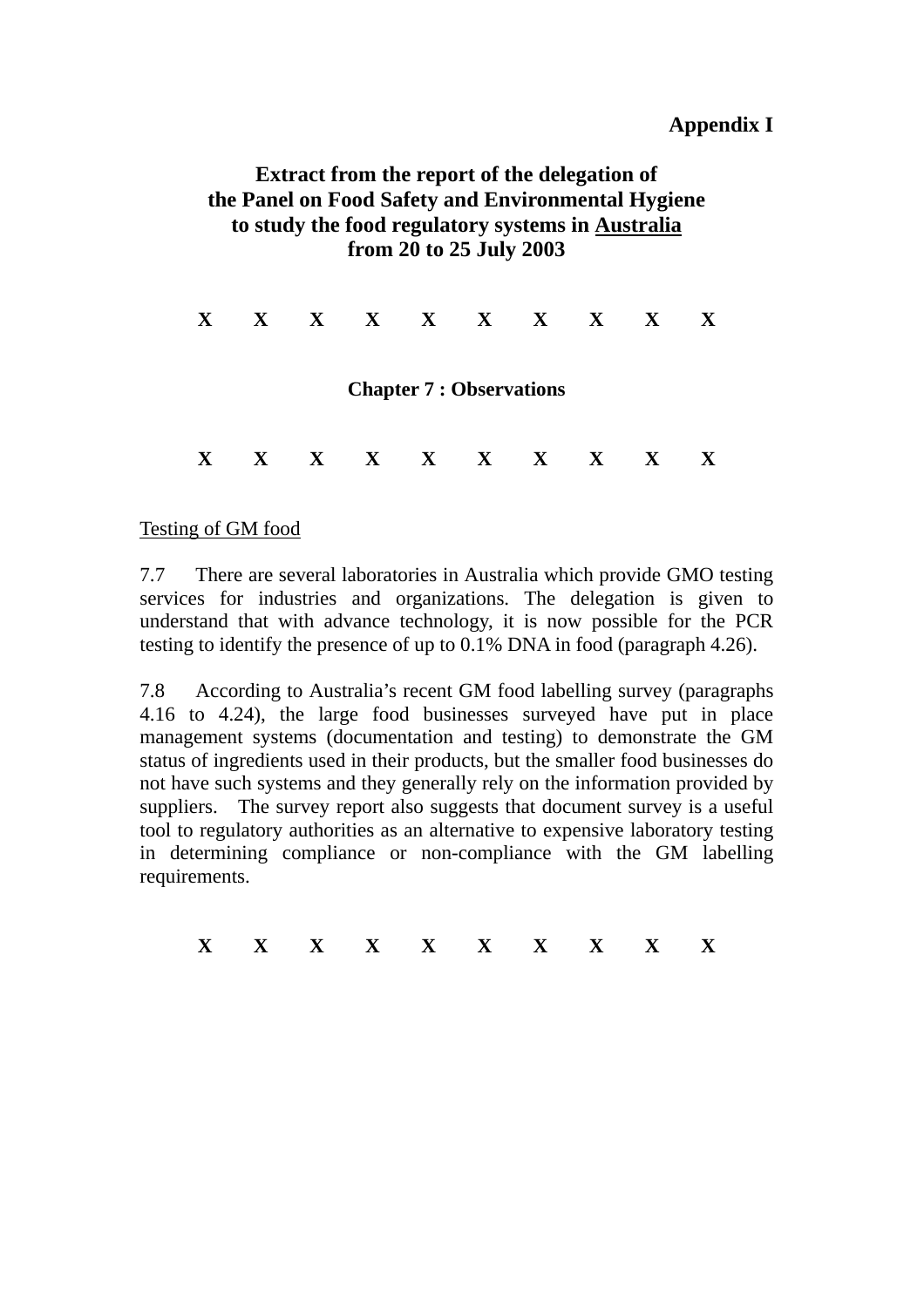**Appendix I**

**Extract from the report of the delegation of the Panel on Food Safety and Environmental Hygiene to study the food regulatory systems in Australia from 20 to 25 July 2003**

**X X X X X X X X X X**

**Chapter 7 : Observations**

**X X X X X X X X X X**

Testing of GM food

7.7 There are several laboratories in Australia which provide GMO testing services for industries and organizations. The delegation is given to understand that with advance technology, it is now possible for the PCR testing to identify the presence of up to 0.1% DNA in food (paragraph 4.26).

7.8 According to Australia's recent GM food labelling survey (paragraphs 4.16 to 4.24), the large food businesses surveyed have put in place management systems (documentation and testing) to demonstrate the GM status of ingredients used in their products, but the smaller food businesses do not have such systems and they generally rely on the information provided by suppliers. The survey report also suggests that document survey is a useful tool to regulatory authorities as an alternative to expensive laboratory testing in determining compliance or non-compliance with the GM labelling requirements.

**X X X X X X X X X X**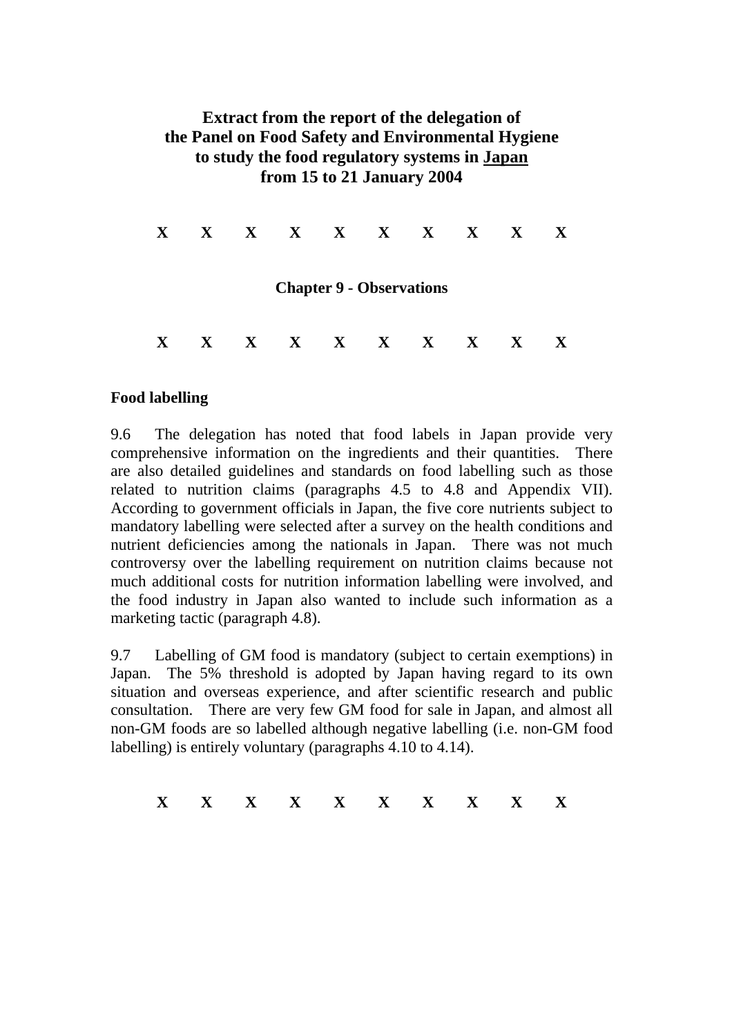**Extract from the report of the delegation of the Panel on Food Safety and Environmental Hygiene to study the food regulatory systems in Japan from 15 to 21 January 2004**

X X X X X X X X X X

**Chapter 9 - Observations**

X X X X X X X X X X

**Food labelling**

9.6 The delegation has noted that food labels in Japan provide very comprehensive information on the ingredients and their quantities. There are also detailed guidelines and standards on food labelling such as those related to nutrition claims (paragraphs 4.5 to 4.8 and Appendix VII). According to government officials in Japan, the five core nutrients subject to mandatory labelling were selected after a survey on the health conditions and nutrient deficiencies among the nationals in Japan. There was not much controversy over the labelling requirement on nutrition claims because not much additional costs for nutrition information labelling were involved, and the food industry in Japan also wanted to include such information as a marketing tactic (paragraph 4.8).

9.7 Labelling of GM food is mandatory (subject to certain exemptions) in Japan. The 5% threshold is adopted by Japan having regard to its own situation and overseas experience, and after scientific research and public consultation. There are very few GM food for sale in Japan, and almost all non-GM foods are so labelled although negative labelling (i.e. non-GM food labelling) is entirely voluntary (paragraphs 4.10 to 4.14).

X X X X X X X X X X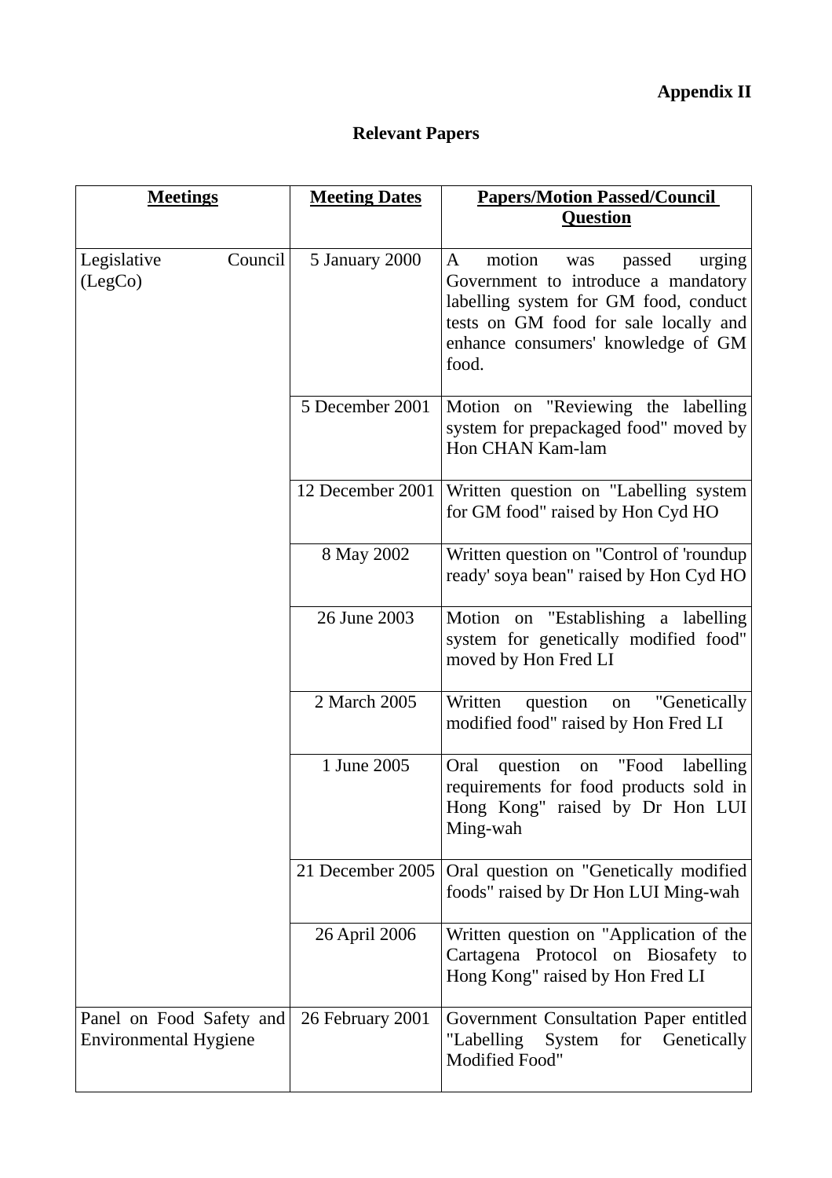**Appendix II**

## Relevant Papers

| Meetings | Meeting Dates | Papers/Motion Passed/Council Question |
|---|---|---|
| Legislative Council (LegCo) | 5 January 2000 | A motion was passed urging Government to introduce a mandatory labelling system for GM food, conduct tests on GM food for sale locally and enhance consumers' knowledge of GM food. |
| | 5 December 2001 | Motion on "Reviewing the labelling system for prepackaged food" moved by Hon CHAN Kam-lam |
| | 12 December 2001 | Written question on "Labelling system for GM food" raised by Hon Cyd HO |
| | 8 May 2002 | Written question on "Control of 'roundup ready' soya bean" raised by Hon Cyd HO |
| | 26 June 2003 | Motion on "Establishing a labelling system for genetically modified food" moved by Hon Fred LI |
| | 2 March 2005 | Written question on "Genetically modified food" raised by Hon Fred LI |
| | 1 June 2005 | Oral question on "Food labelling requirements for food products sold in Hong Kong" raised by Dr Hon LUI Ming-wah |
| | 21 December 2005 | Oral question on "Genetically modified foods" raised by Dr Hon LUI Ming-wah |
| | 26 April 2006 | Written question on "Application of the Cartagena Protocol on Biosafety to Hong Kong" raised by Hon Fred LI |
| Panel on Food Safety and Environmental Hygiene | 26 February 2001 | Government Consultation Paper entitled "Labelling System for Genetically Modified Food" |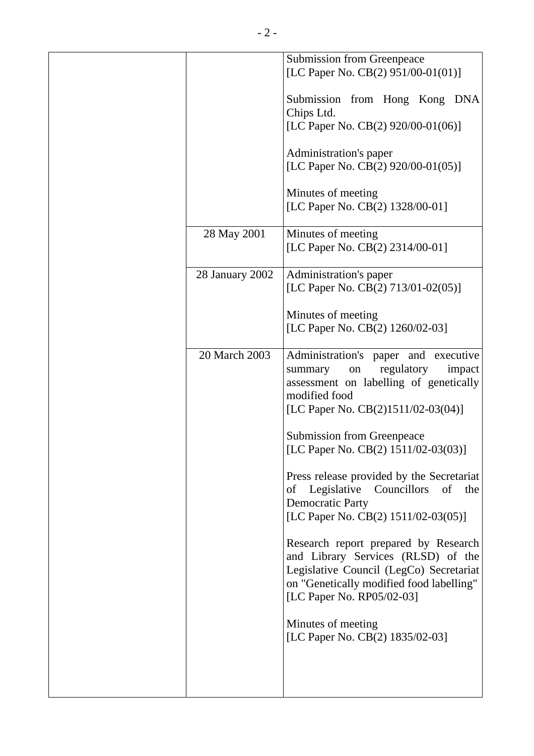| | | |
|---|---|---|
| | | Submission from Greenpeace [LC Paper No. CB(2) 951/00-01(01)]<br><br>Submission from Hong Kong DNA Chips Ltd. [LC Paper No. CB(2) 920/00-01(06)]<br><br>Administration's paper [LC Paper No. CB(2) 920/00-01(05)]<br><br>Minutes of meeting [LC Paper No. CB(2) 1328/00-01] |
| | 28 May 2001 | Minutes of meeting [LC Paper No. CB(2) 2314/00-01] |
| | 28 January 2002 | Administration's paper [LC Paper No. CB(2) 713/01-02(05)]<br><br>Minutes of meeting [LC Paper No. CB(2) 1260/02-03] |
| | 20 March 2003 | Administration's paper and executive summary on regulatory impact assessment on labelling of genetically modified food [LC Paper No. CB(2)1511/02-03(04)]<br><br>Submission from Greenpeace [LC Paper No. CB(2) 1511/02-03(03)]<br><br>Press release provided by the Secretariat of Legislative Councillors of the Democratic Party [LC Paper No. CB(2) 1511/02-03(05)]<br><br>Research report prepared by Research and Library Services (RLSD) of the Legislative Council (LegCo) Secretariat on "Genetically modified food labelling" [LC Paper No. RP05/02-03]<br><br>Minutes of meeting [LC Paper No. CB(2) 1835/02-03] |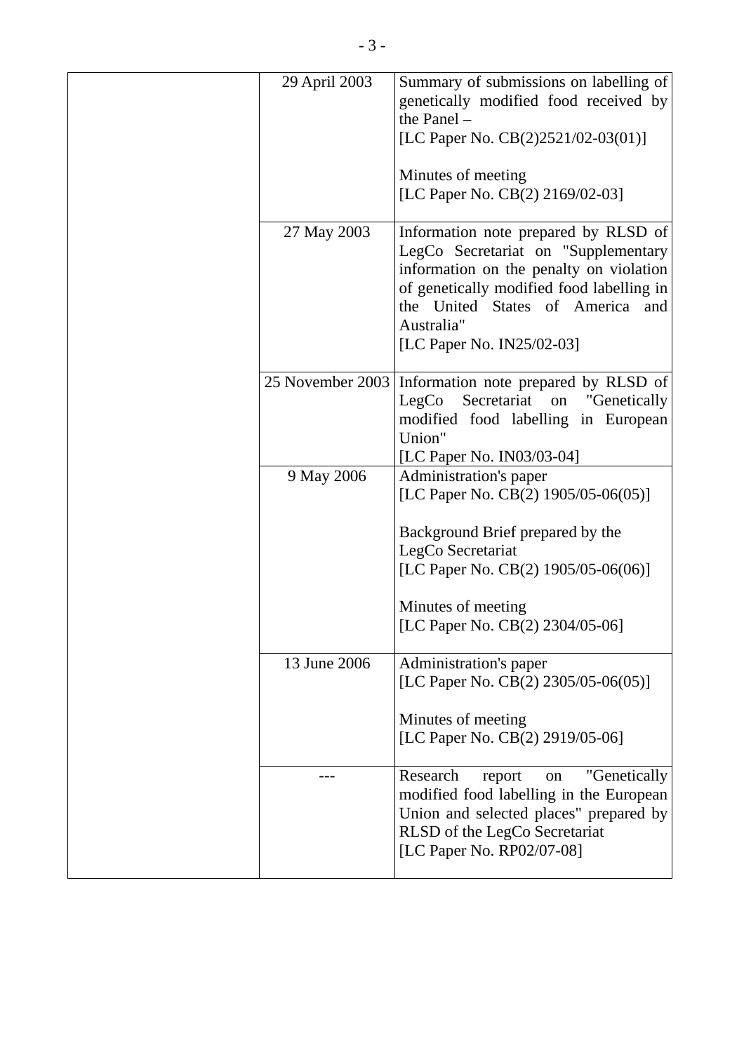| | | |
|---|---|---|
| | 29 April 2003 | Summary of submissions on labelling of genetically modified food received by the Panel – [LC Paper No. CB(2)2521/02-03(01)]<br><br>Minutes of meeting [LC Paper No. CB(2) 2169/02-03] |
| | 27 May 2003 | Information note prepared by RLSD of LegCo Secretariat on "Supplementary information on the penalty on violation of genetically modified food labelling in the United States of America and Australia" [LC Paper No. IN25/02-03] |
| | 25 November 2003 | Information note prepared by RLSD of LegCo Secretariat on "Genetically modified food labelling in European Union" [LC Paper No. IN03/03-04] |
| | 9 May 2006 | Administration's paper [LC Paper No. CB(2) 1905/05-06(05)]<br><br>Background Brief prepared by the LegCo Secretariat [LC Paper No. CB(2) 1905/05-06(06)]<br><br>Minutes of meeting [LC Paper No. CB(2) 2304/05-06] |
| | 13 June 2006 | Administration's paper [LC Paper No. CB(2) 2305/05-06(05)]<br><br>Minutes of meeting [LC Paper No. CB(2) 2919/05-06] |
| | --- | Research report on "Genetically modified food labelling in the European Union and selected places" prepared by RLSD of the LegCo Secretariat [LC Paper No. RP02/07-08] |